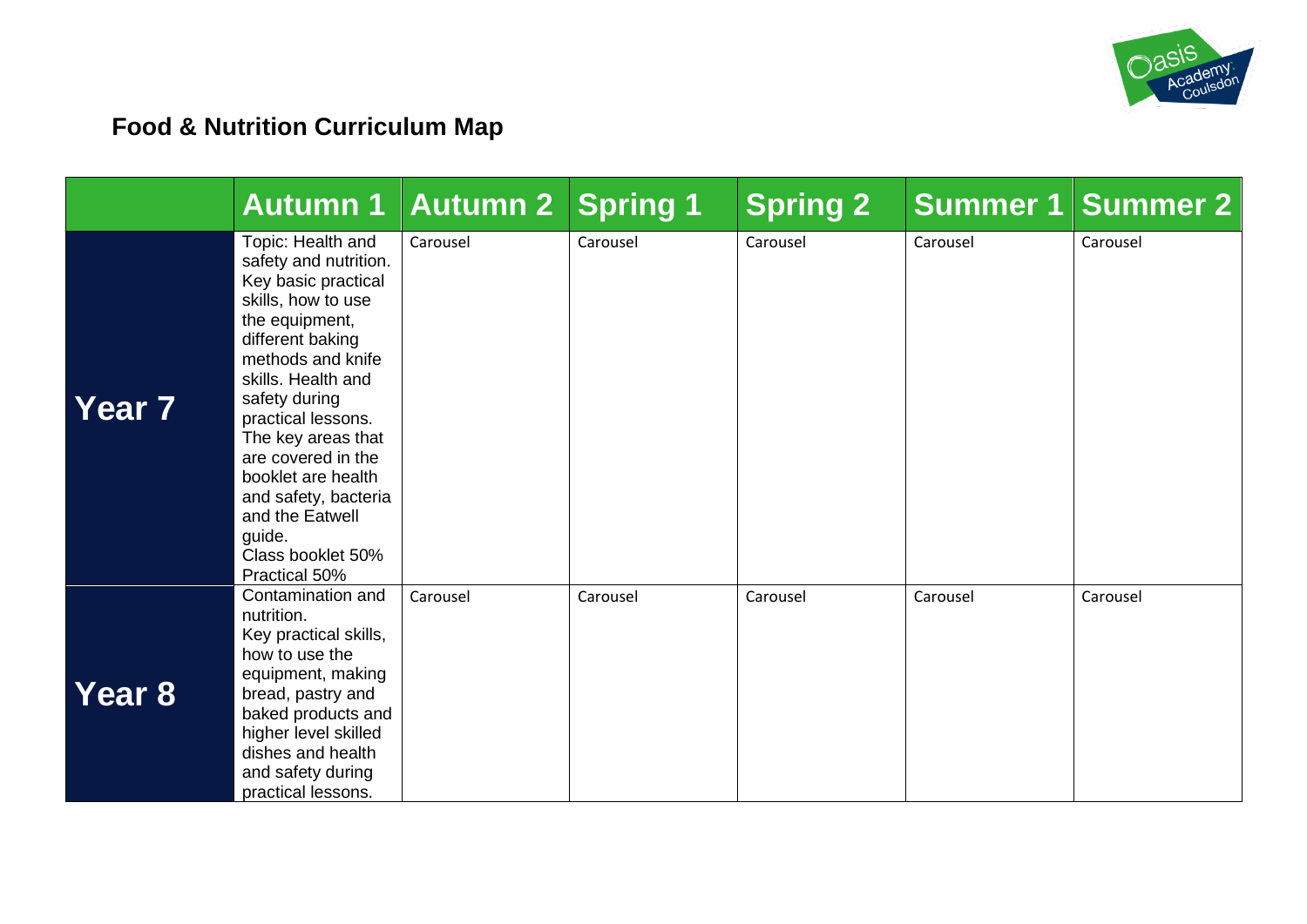# Food & Nutrition Curriculum Map

| | Autumn 1 | Autumn 2 | Spring 1 | Spring 2 | Summer 1 | Summer 2 |
|---|---|---|---|---|---|---|
| **Year 7** | Topic: Health and safety and nutrition. Key basic practical skills, how to use the equipment, different baking methods and knife skills. Health and safety during practical lessons. The key areas that are covered in the booklet are health and safety, bacteria and the Eatwell guide.<br>Class booklet 50%<br>Practical 50% | Carousel | Carousel | Carousel | Carousel | Carousel |
| **Year 8** | Contamination and nutrition.<br>Key practical skills, how to use the equipment, making bread, pastry and baked products and higher level skilled dishes and health and safety during practical lessons. | Carousel | Carousel | Carousel | Carousel | Carousel |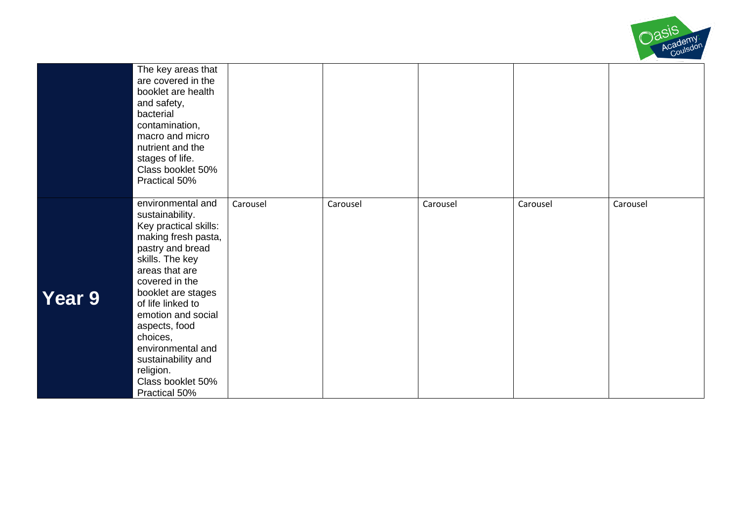| | | | | | | |
|---|---|---|---|---|---|---|
| | The key areas that are covered in the booklet are health and safety, bacterial contamination, macro and micro nutrient and the stages of life. Class booklet 50% Practical 50% | | | | | |
| **Year 9** | environmental and sustainability. Key practical skills: making fresh pasta, pastry and bread skills. The key areas that are covered in the booklet are stages of life linked to emotion and social aspects, food choices, environmental and sustainability and religion. Class booklet 50% Practical 50% | Carousel | Carousel | Carousel | Carousel | Carousel |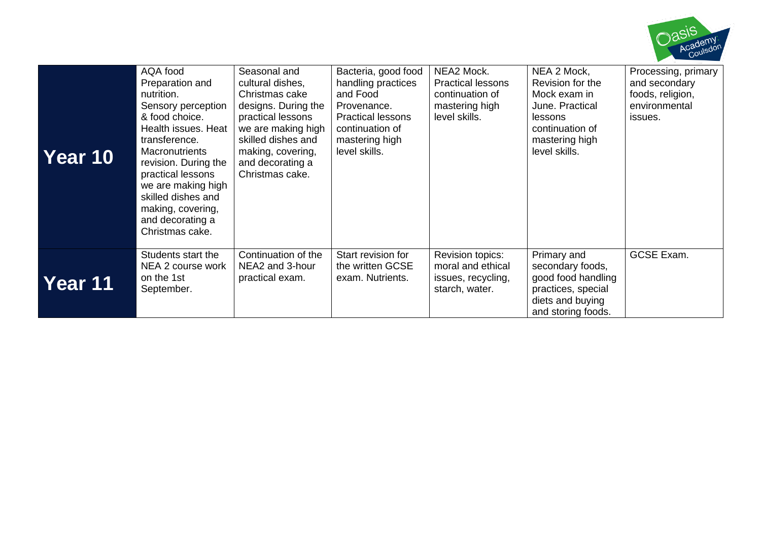| | | | | | | |
|---|---|---|---|---|---|---|
| **Year 10** | AQA food Preparation and nutrition. Sensory perception & food choice. Health issues. Heat transference. Macronutrients revision. During the practical lessons we are making high skilled dishes and making, covering, and decorating a Christmas cake. | Seasonal and cultural dishes, Christmas cake designs. During the practical lessons we are making high skilled dishes and making, covering, and decorating a Christmas cake. | Bacteria, good food handling practices and Food Provenance. Practical lessons continuation of mastering high level skills. | NEA2 Mock. Practical lessons continuation of mastering high level skills. | NEA 2 Mock, Revision for the Mock exam in June. Practical lessons continuation of mastering high level skills. | Processing, primary and secondary foods, religion, environmental issues. |
| **Year 11** | Students start the NEA 2 course work on the 1st September. | Continuation of the NEA2 and 3-hour practical exam. | Start revision for the written GCSE exam. Nutrients. | Revision topics: moral and ethical issues, recycling, starch, water. | Primary and secondary foods, good food handling practices, special diets and buying and storing foods. | GCSE Exam. |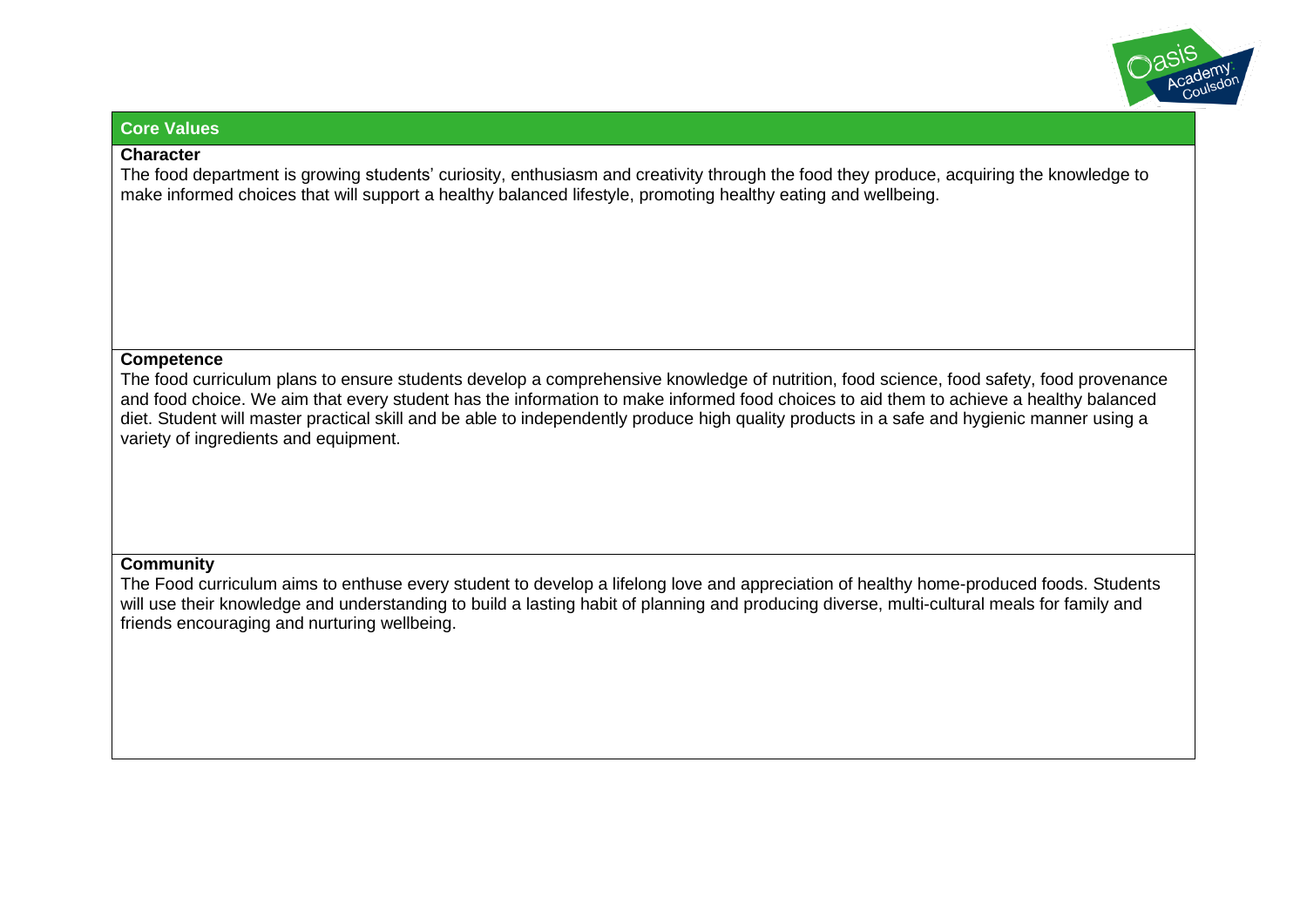## Core Values

### Character

The food department is growing students' curiosity, enthusiasm and creativity through the food they produce, acquiring the knowledge to make informed choices that will support a healthy balanced lifestyle, promoting healthy eating and wellbeing.

### Competence

The food curriculum plans to ensure students develop a comprehensive knowledge of nutrition, food science, food safety, food provenance and food choice. We aim that every student has the information to make informed food choices to aid them to achieve a healthy balanced diet. Student will master practical skill and be able to independently produce high quality products in a safe and hygienic manner using a variety of ingredients and equipment.

### Community

The Food curriculum aims to enthuse every student to develop a lifelong love and appreciation of healthy home-produced foods. Students will use their knowledge and understanding to build a lasting habit of planning and producing diverse, multi-cultural meals for family and friends encouraging and nurturing wellbeing.